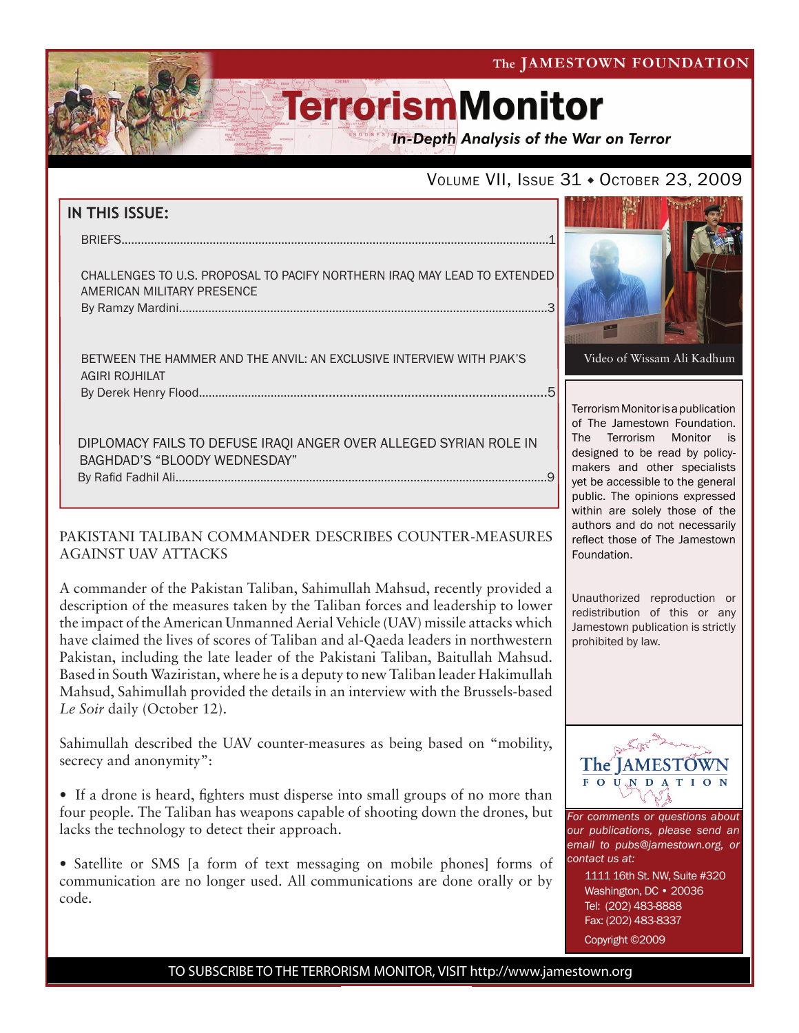The JAMESTOWN FOUNDATION

# TerrorismMonitor

*In-Depth Analysis of the War on Terror*

Volume VII, Issue 31 ◆ October 23, 2009

## IN THIS ISSUE:

BRIEFS....1

CHALLENGES TO U.S. PROPOSAL TO PACIFY NORTHERN IRAQ MAY LEAD TO EXTENDED AMERICAN MILITARY PRESENCE
By Ramzy Mardini....3

BETWEEN THE HAMMER AND THE ANVIL: AN EXCLUSIVE INTERVIEW WITH PJAK'S AGIRI ROJHILAT
By Derek Henry Flood....5

DIPLOMACY FAILS TO DEFUSE IRAQI ANGER OVER ALLEGED SYRIAN ROLE IN BAGHDAD'S "BLOODY WEDNESDAY"
By Rafid Fadhil Ali....9

Video of Wissam Ali Kadhum

Terrorism Monitor is a publication of The Jamestown Foundation. The Terrorism Monitor is designed to be read by policy-makers and other specialists yet be accessible to the general public. The opinions expressed within are solely those of the authors and do not necessarily reflect those of The Jamestown Foundation.

Unauthorized reproduction or redistribution of this or any Jamestown publication is strictly prohibited by law.

## PAKISTANI TALIBAN COMMANDER DESCRIBES COUNTER-MEASURES AGAINST UAV ATTACKS

A commander of the Pakistan Taliban, Sahimullah Mahsud, recently provided a description of the measures taken by the Taliban forces and leadership to lower the impact of the American Unmanned Aerial Vehicle (UAV) missile attacks which have claimed the lives of scores of Taliban and al-Qaeda leaders in northwestern Pakistan, including the late leader of the Pakistani Taliban, Baitullah Mahsud. Based in South Waziristan, where he is a deputy to new Taliban leader Hakimullah Mahsud, Sahimullah provided the details in an interview with the Brussels-based *Le Soir* daily (October 12).

Sahimullah described the UAV counter-measures as being based on "mobility, secrecy and anonymity":

- If a drone is heard, fighters must disperse into small groups of no more than four people. The Taliban has weapons capable of shooting down the drones, but lacks the technology to detect their approach.

- Satellite or SMS [a form of text messaging on mobile phones] forms of communication are no longer used. All communications are done orally or by code.

The JAMESTOWN FOUNDATION

*For comments or questions about our publications, please send an email to pubs@jamestown.org, or contact us at:*

1111 16th St. NW, Suite #320
Washington, DC • 20036
Tel: (202) 483-8888
Fax: (202) 483-8337
Copyright ©2009

TO SUBSCRIBE TO THE TERRORISM MONITOR, VISIT http://www.jamestown.org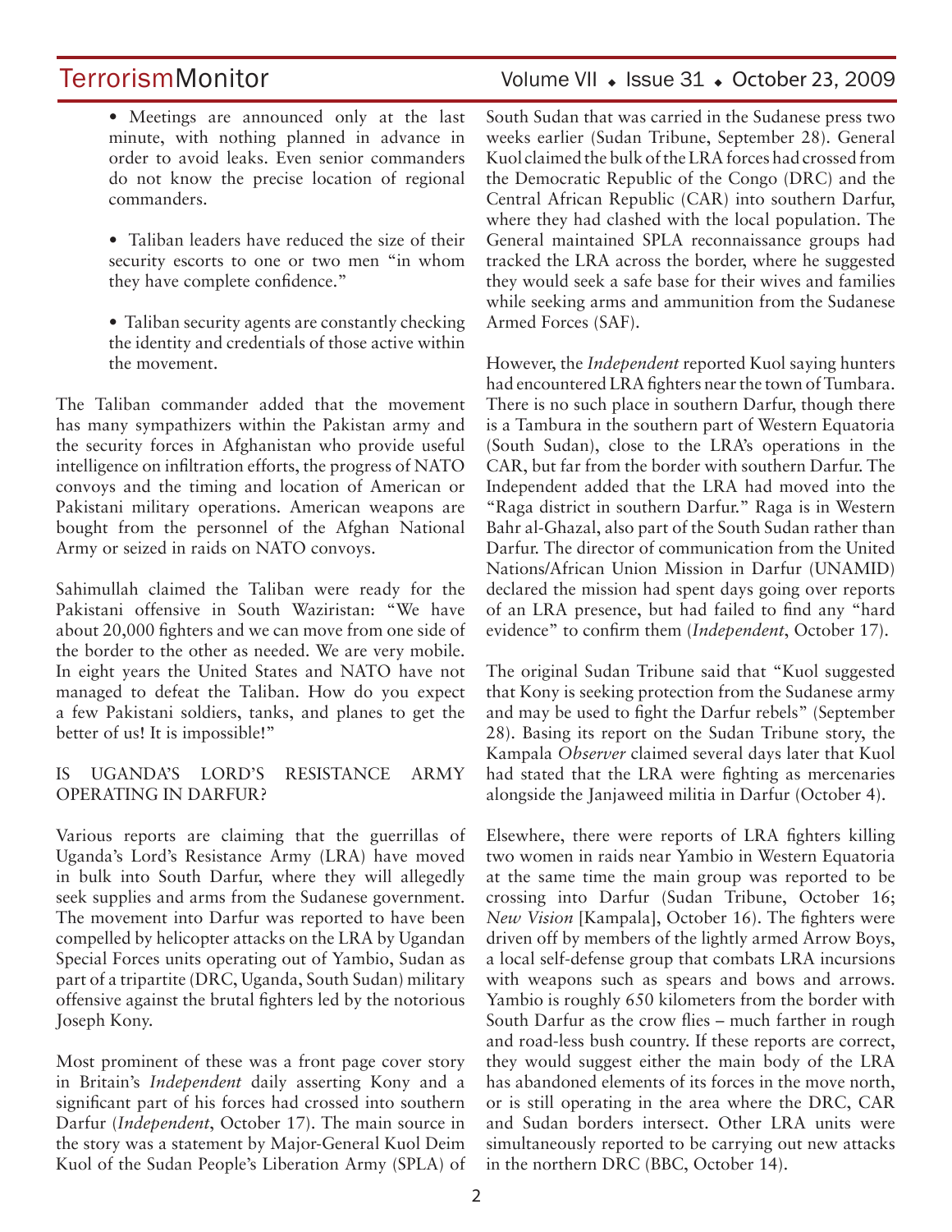- Meetings are announced only at the last minute, with nothing planned in advance in order to avoid leaks. Even senior commanders do not know the precise location of regional commanders.

- Taliban leaders have reduced the size of their security escorts to one or two men "in whom they have complete confidence."

- Taliban security agents are constantly checking the identity and credentials of those active within the movement.

The Taliban commander added that the movement has many sympathizers within the Pakistan army and the security forces in Afghanistan who provide useful intelligence on infiltration efforts, the progress of NATO convoys and the timing and location of American or Pakistani military operations. American weapons are bought from the personnel of the Afghan National Army or seized in raids on NATO convoys.

Sahimullah claimed the Taliban were ready for the Pakistani offensive in South Waziristan: "We have about 20,000 fighters and we can move from one side of the border to the other as needed. We are very mobile. In eight years the United States and NATO have not managed to defeat the Taliban. How do you expect a few Pakistani soldiers, tanks, and planes to get the better of us! It is impossible!"

## IS UGANDA'S LORD'S RESISTANCE ARMY OPERATING IN DARFUR?

Various reports are claiming that the guerrillas of Uganda's Lord's Resistance Army (LRA) have moved in bulk into South Darfur, where they will allegedly seek supplies and arms from the Sudanese government. The movement into Darfur was reported to have been compelled by helicopter attacks on the LRA by Ugandan Special Forces units operating out of Yambio, Sudan as part of a tripartite (DRC, Uganda, South Sudan) military offensive against the brutal fighters led by the notorious Joseph Kony.

Most prominent of these was a front page cover story in Britain's *Independent* daily asserting Kony and a significant part of his forces had crossed into southern Darfur (*Independent*, October 17). The main source in the story was a statement by Major-General Kuol Deim Kuol of the Sudan People's Liberation Army (SPLA) of South Sudan that was carried in the Sudanese press two weeks earlier (Sudan Tribune, September 28). General Kuol claimed the bulk of the LRA forces had crossed from the Democratic Republic of the Congo (DRC) and the Central African Republic (CAR) into southern Darfur, where they had clashed with the local population. The General maintained SPLA reconnaissance groups had tracked the LRA across the border, where he suggested they would seek a safe base for their wives and families while seeking arms and ammunition from the Sudanese Armed Forces (SAF).

However, the *Independent* reported Kuol saying hunters had encountered LRA fighters near the town of Tumbara. There is no such place in southern Darfur, though there is a Tambura in the southern part of Western Equatoria (South Sudan), close to the LRA's operations in the CAR, but far from the border with southern Darfur. The Independent added that the LRA had moved into the "Raga district in southern Darfur." Raga is in Western Bahr al-Ghazal, also part of the South Sudan rather than Darfur. The director of communication from the United Nations/African Union Mission in Darfur (UNAMID) declared the mission had spent days going over reports of an LRA presence, but had failed to find any "hard evidence" to confirm them (*Independent*, October 17).

The original Sudan Tribune said that "Kuol suggested that Kony is seeking protection from the Sudanese army and may be used to fight the Darfur rebels" (September 28). Basing its report on the Sudan Tribune story, the Kampala *Observer* claimed several days later that Kuol had stated that the LRA were fighting as mercenaries alongside the Janjaweed militia in Darfur (October 4).

Elsewhere, there were reports of LRA fighters killing two women in raids near Yambio in Western Equatoria at the same time the main group was reported to be crossing into Darfur (Sudan Tribune, October 16; *New Vision* [Kampala], October 16). The fighters were driven off by members of the lightly armed Arrow Boys, a local self-defense group that combats LRA incursions with weapons such as spears and bows and arrows. Yambio is roughly 650 kilometers from the border with South Darfur as the crow flies – much farther in rough and road-less bush country. If these reports are correct, they would suggest either the main body of the LRA has abandoned elements of its forces in the move north, or is still operating in the area where the DRC, CAR and Sudan borders intersect. Other LRA units were simultaneously reported to be carrying out new attacks in the northern DRC (BBC, October 14).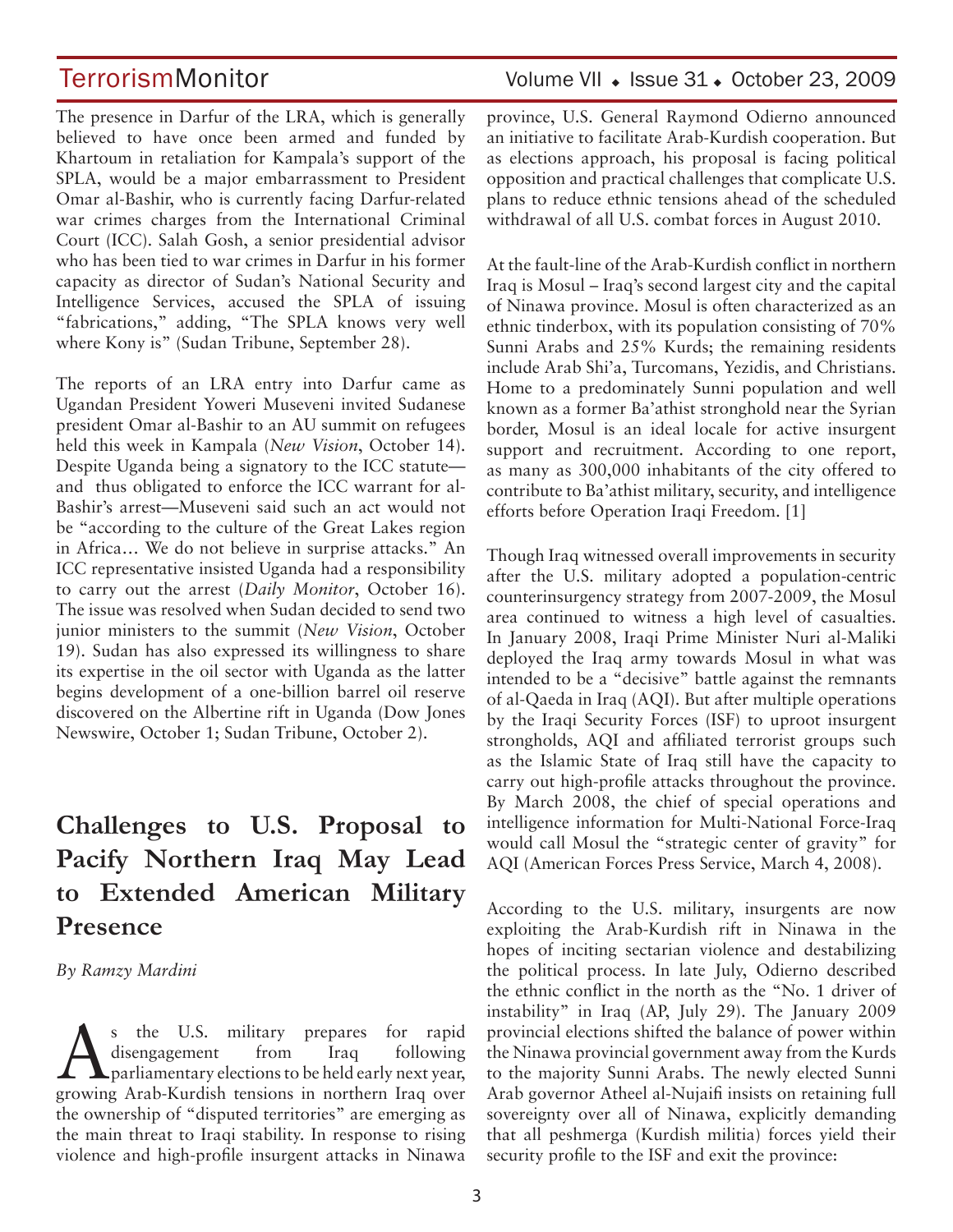The presence in Darfur of the LRA, which is generally believed to have once been armed and funded by Khartoum in retaliation for Kampala's support of the SPLA, would be a major embarrassment to President Omar al-Bashir, who is currently facing Darfur-related war crimes charges from the International Criminal Court (ICC). Salah Gosh, a senior presidential advisor who has been tied to war crimes in Darfur in his former capacity as director of Sudan's National Security and Intelligence Services, accused the SPLA of issuing "fabrications," adding, "The SPLA knows very well where Kony is" (Sudan Tribune, September 28).

The reports of an LRA entry into Darfur came as Ugandan President Yoweri Museveni invited Sudanese president Omar al-Bashir to an AU summit on refugees held this week in Kampala (*New Vision*, October 14). Despite Uganda being a signatory to the ICC statute—and thus obligated to enforce the ICC warrant for al-Bashir's arrest—Museveni said such an act would not be "according to the culture of the Great Lakes region in Africa… We do not believe in surprise attacks." An ICC representative insisted Uganda had a responsibility to carry out the arrest (*Daily Monitor*, October 16). The issue was resolved when Sudan decided to send two junior ministers to the summit (*New Vision*, October 19). Sudan has also expressed its willingness to share its expertise in the oil sector with Uganda as the latter begins development of a one-billion barrel oil reserve discovered on the Albertine rift in Uganda (Dow Jones Newswire, October 1; Sudan Tribune, October 2).

## Challenges to U.S. Proposal to Pacify Northern Iraq May Lead to Extended American Military Presence

*By Ramzy Mardini*

As the U.S. military prepares for rapid disengagement from Iraq following parliamentary elections to be held early next year, growing Arab-Kurdish tensions in northern Iraq over the ownership of "disputed territories" are emerging as the main threat to Iraqi stability. In response to rising violence and high-profile insurgent attacks in Ninawa province, U.S. General Raymond Odierno announced an initiative to facilitate Arab-Kurdish cooperation. But as elections approach, his proposal is facing political opposition and practical challenges that complicate U.S. plans to reduce ethnic tensions ahead of the scheduled withdrawal of all U.S. combat forces in August 2010.

At the fault-line of the Arab-Kurdish conflict in northern Iraq is Mosul – Iraq's second largest city and the capital of Ninawa province. Mosul is often characterized as an ethnic tinderbox, with its population consisting of 70% Sunni Arabs and 25% Kurds; the remaining residents include Arab Shi'a, Turcomans, Yezidis, and Christians. Home to a predominately Sunni population and well known as a former Ba'athist stronghold near the Syrian border, Mosul is an ideal locale for active insurgent support and recruitment. According to one report, as many as 300,000 inhabitants of the city offered to contribute to Ba'athist military, security, and intelligence efforts before Operation Iraqi Freedom. [1]

Though Iraq witnessed overall improvements in security after the U.S. military adopted a population-centric counterinsurgency strategy from 2007-2009, the Mosul area continued to witness a high level of casualties. In January 2008, Iraqi Prime Minister Nuri al-Maliki deployed the Iraq army towards Mosul in what was intended to be a "decisive" battle against the remnants of al-Qaeda in Iraq (AQI). But after multiple operations by the Iraqi Security Forces (ISF) to uproot insurgent strongholds, AQI and affiliated terrorist groups such as the Islamic State of Iraq still have the capacity to carry out high-profile attacks throughout the province. By March 2008, the chief of special operations and intelligence information for Multi-National Force-Iraq would call Mosul the "strategic center of gravity" for AQI (American Forces Press Service, March 4, 2008).

According to the U.S. military, insurgents are now exploiting the Arab-Kurdish rift in Ninawa in the hopes of inciting sectarian violence and destabilizing the political process. In late July, Odierno described the ethnic conflict in the north as the "No. 1 driver of instability" in Iraq (AP, July 29). The January 2009 provincial elections shifted the balance of power within the Ninawa provincial government away from the Kurds to the majority Sunni Arabs. The newly elected Sunni Arab governor Atheel al-Nujaifi insists on retaining full sovereignty over all of Ninawa, explicitly demanding that all peshmerga (Kurdish militia) forces yield their security profile to the ISF and exit the province: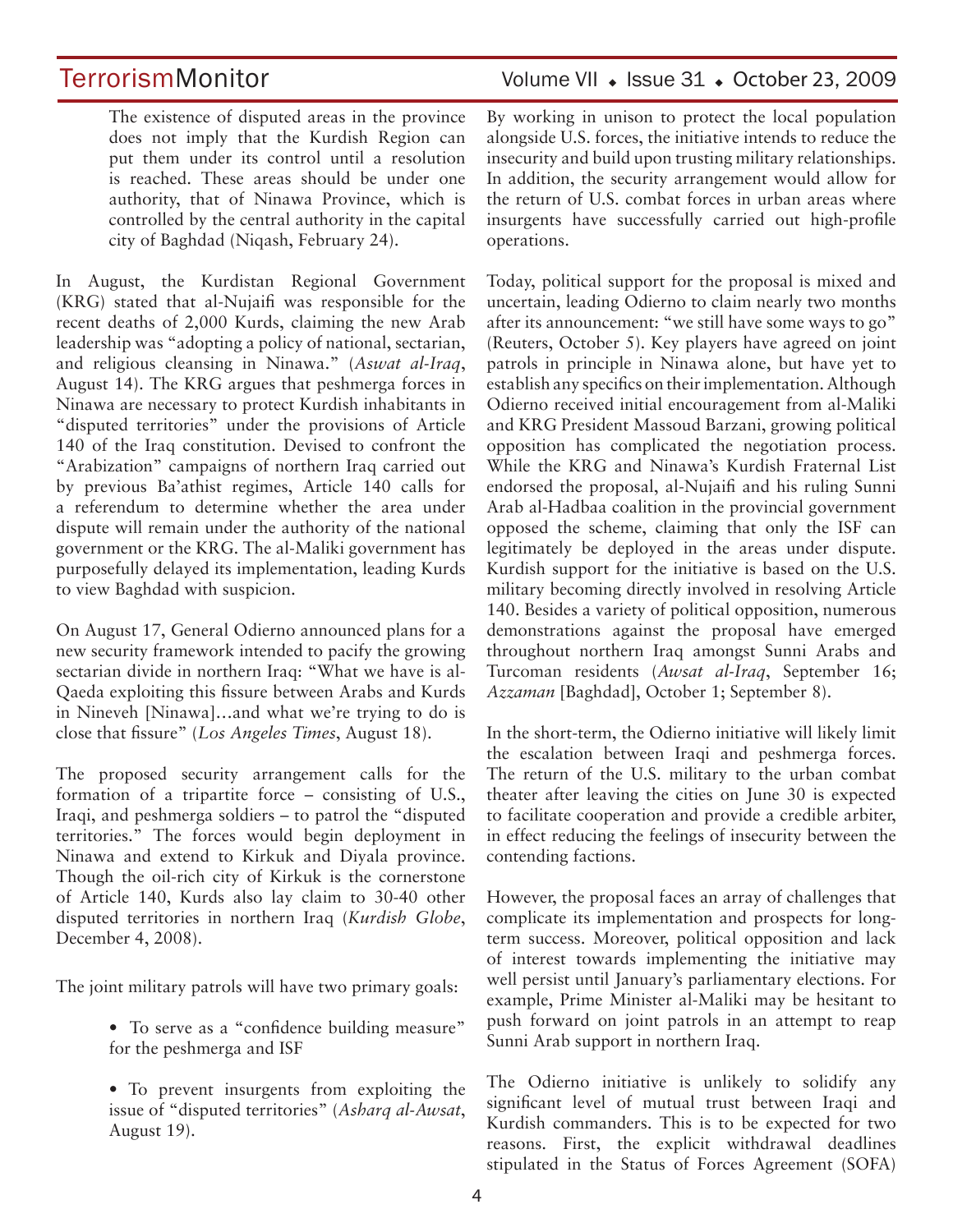> The existence of disputed areas in the province does not imply that the Kurdish Region can put them under its control until a resolution is reached. These areas should be under one authority, that of Ninawa Province, which is controlled by the central authority in the capital city of Baghdad (Niqash, February 24).

In August, the Kurdistan Regional Government (KRG) stated that al-Nujaifi was responsible for the recent deaths of 2,000 Kurds, claiming the new Arab leadership was "adopting a policy of national, sectarian, and religious cleansing in Ninawa." (*Aswat al-Iraq*, August 14). The KRG argues that peshmerga forces in Ninawa are necessary to protect Kurdish inhabitants in "disputed territories" under the provisions of Article 140 of the Iraq constitution. Devised to confront the "Arabization" campaigns of northern Iraq carried out by previous Ba'athist regimes, Article 140 calls for a referendum to determine whether the area under dispute will remain under the authority of the national government or the KRG. The al-Maliki government has purposefully delayed its implementation, leading Kurds to view Baghdad with suspicion.

On August 17, General Odierno announced plans for a new security framework intended to pacify the growing sectarian divide in northern Iraq: "What we have is al-Qaeda exploiting this fissure between Arabs and Kurds in Nineveh [Ninawa]...and what we're trying to do is close that fissure" (*Los Angeles Times*, August 18).

The proposed security arrangement calls for the formation of a tripartite force – consisting of U.S., Iraqi, and peshmerga soldiers – to patrol the "disputed territories." The forces would begin deployment in Ninawa and extend to Kirkuk and Diyala province. Though the oil-rich city of Kirkuk is the cornerstone of Article 140, Kurds also lay claim to 30-40 other disputed territories in northern Iraq (*Kurdish Globe*, December 4, 2008).

The joint military patrols will have two primary goals:

- To serve as a "confidence building measure" for the peshmerga and ISF
- To prevent insurgents from exploiting the issue of "disputed territories" (*Asharq al-Awsat*, August 19).

By working in unison to protect the local population alongside U.S. forces, the initiative intends to reduce the insecurity and build upon trusting military relationships. In addition, the security arrangement would allow for the return of U.S. combat forces in urban areas where insurgents have successfully carried out high-profile operations.

Today, political support for the proposal is mixed and uncertain, leading Odierno to claim nearly two months after its announcement: "we still have some ways to go" (Reuters, October 5). Key players have agreed on joint patrols in principle in Ninawa alone, but have yet to establish any specifics on their implementation. Although Odierno received initial encouragement from al-Maliki and KRG President Massoud Barzani, growing political opposition has complicated the negotiation process. While the KRG and Ninawa's Kurdish Fraternal List endorsed the proposal, al-Nujaifi and his ruling Sunni Arab al-Hadbaa coalition in the provincial government opposed the scheme, claiming that only the ISF can legitimately be deployed in the areas under dispute. Kurdish support for the initiative is based on the U.S. military becoming directly involved in resolving Article 140. Besides a variety of political opposition, numerous demonstrations against the proposal have emerged throughout northern Iraq amongst Sunni Arabs and Turcoman residents (*Awsat al-Iraq*, September 16; *Azzaman* [Baghdad], October 1; September 8).

In the short-term, the Odierno initiative will likely limit the escalation between Iraqi and peshmerga forces. The return of the U.S. military to the urban combat theater after leaving the cities on June 30 is expected to facilitate cooperation and provide a credible arbiter, in effect reducing the feelings of insecurity between the contending factions.

However, the proposal faces an array of challenges that complicate its implementation and prospects for long-term success. Moreover, political opposition and lack of interest towards implementing the initiative may well persist until January's parliamentary elections. For example, Prime Minister al-Maliki may be hesitant to push forward on joint patrols in an attempt to reap Sunni Arab support in northern Iraq.

The Odierno initiative is unlikely to solidify any significant level of mutual trust between Iraqi and Kurdish commanders. This is to be expected for two reasons. First, the explicit withdrawal deadlines stipulated in the Status of Forces Agreement (SOFA)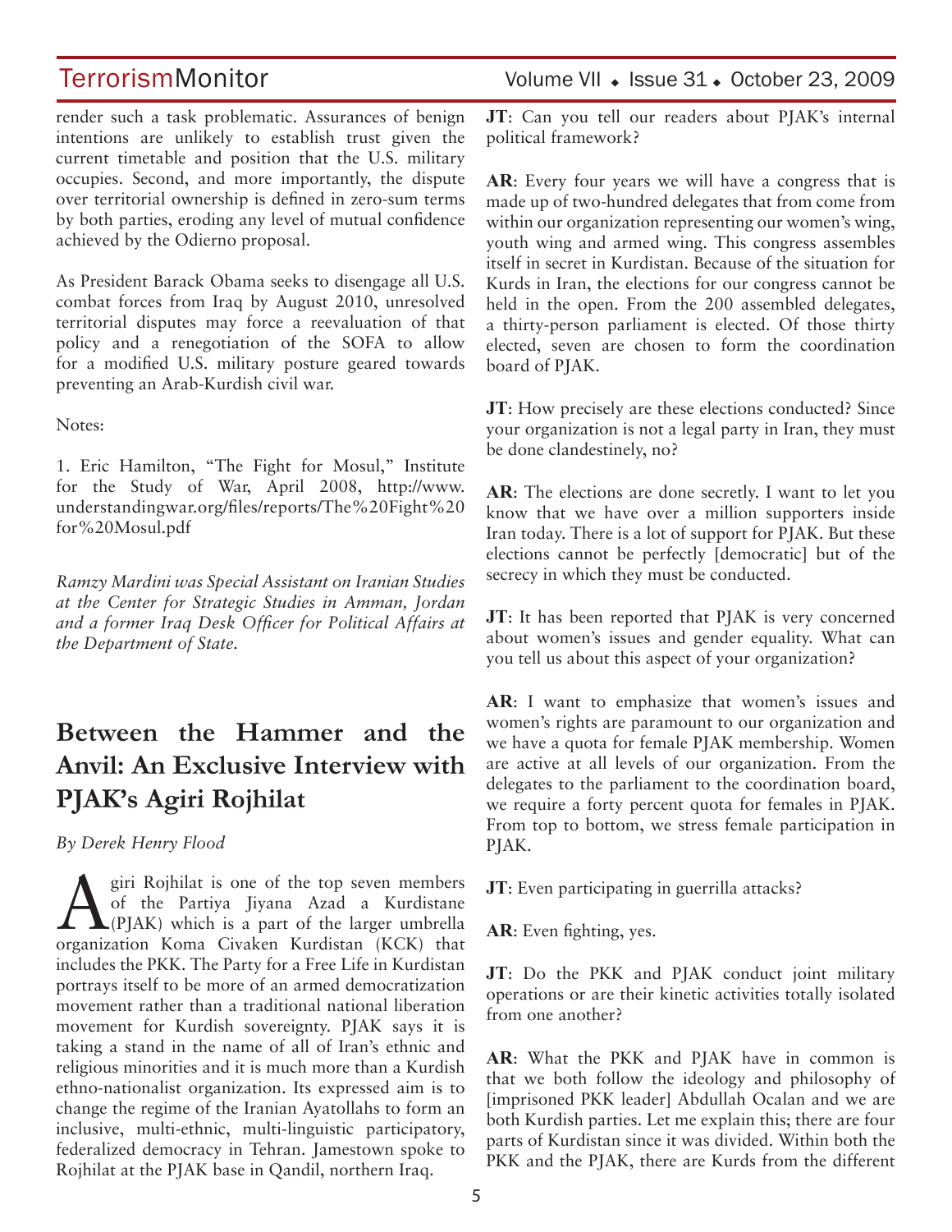render such a task problematic. Assurances of benign intentions are unlikely to establish trust given the current timetable and position that the U.S. military occupies. Second, and more importantly, the dispute over territorial ownership is defined in zero-sum terms by both parties, eroding any level of mutual confidence achieved by the Odierno proposal.

As President Barack Obama seeks to disengage all U.S. combat forces from Iraq by August 2010, unresolved territorial disputes may force a reevaluation of that policy and a renegotiation of the SOFA to allow for a modified U.S. military posture geared towards preventing an Arab-Kurdish civil war.

Notes:

1. Eric Hamilton, "The Fight for Mosul," Institute for the Study of War, April 2008, http://www.understandingwar.org/files/reports/The%20Fight%20for%20Mosul.pdf

*Ramzy Mardini was Special Assistant on Iranian Studies at the Center for Strategic Studies in Amman, Jordan and a former Iraq Desk Officer for Political Affairs at the Department of State.*

## Between the Hammer and the Anvil: An Exclusive Interview with PJAK's Agiri Rojhilat

*By Derek Henry Flood*

Agiri Rojhilat is one of the top seven members of the Partiya Jiyana Azad a Kurdistane (PJAK) which is a part of the larger umbrella organization Koma Civaken Kurdistan (KCK) that includes the PKK. The Party for a Free Life in Kurdistan portrays itself to be more of an armed democratization movement rather than a traditional national liberation movement for Kurdish sovereignty. PJAK says it is taking a stand in the name of all of Iran's ethnic and religious minorities and it is much more than a Kurdish ethno-nationalist organization. Its expressed aim is to change the regime of the Iranian Ayatollahs to form an inclusive, multi-ethnic, multi-linguistic participatory, federalized democracy in Tehran. Jamestown spoke to Rojhilat at the PJAK base in Qandil, northern Iraq.

**JT**: Can you tell our readers about PJAK's internal political framework?

**AR**: Every four years we will have a congress that is made up of two-hundred delegates that from come from within our organization representing our women's wing, youth wing and armed wing. This congress assembles itself in secret in Kurdistan. Because of the situation for Kurds in Iran, the elections for our congress cannot be held in the open. From the 200 assembled delegates, a thirty-person parliament is elected. Of those thirty elected, seven are chosen to form the coordination board of PJAK.

**JT**: How precisely are these elections conducted? Since your organization is not a legal party in Iran, they must be done clandestinely, no?

**AR**: The elections are done secretly. I want to let you know that we have over a million supporters inside Iran today. There is a lot of support for PJAK. But these elections cannot be perfectly [democratic] but of the secrecy in which they must be conducted.

**JT**: It has been reported that PJAK is very concerned about women's issues and gender equality. What can you tell us about this aspect of your organization?

**AR**: I want to emphasize that women's issues and women's rights are paramount to our organization and we have a quota for female PJAK membership. Women are active at all levels of our organization. From the delegates to the parliament to the coordination board, we require a forty percent quota for females in PJAK. From top to bottom, we stress female participation in PJAK.

**JT**: Even participating in guerrilla attacks?

**AR**: Even fighting, yes.

**JT**: Do the PKK and PJAK conduct joint military operations or are their kinetic activities totally isolated from one another?

**AR**: What the PKK and PJAK have in common is that we both follow the ideology and philosophy of [imprisoned PKK leader] Abdullah Ocalan and we are both Kurdish parties. Let me explain this; there are four parts of Kurdistan since it was divided. Within both the PKK and the PJAK, there are Kurds from the different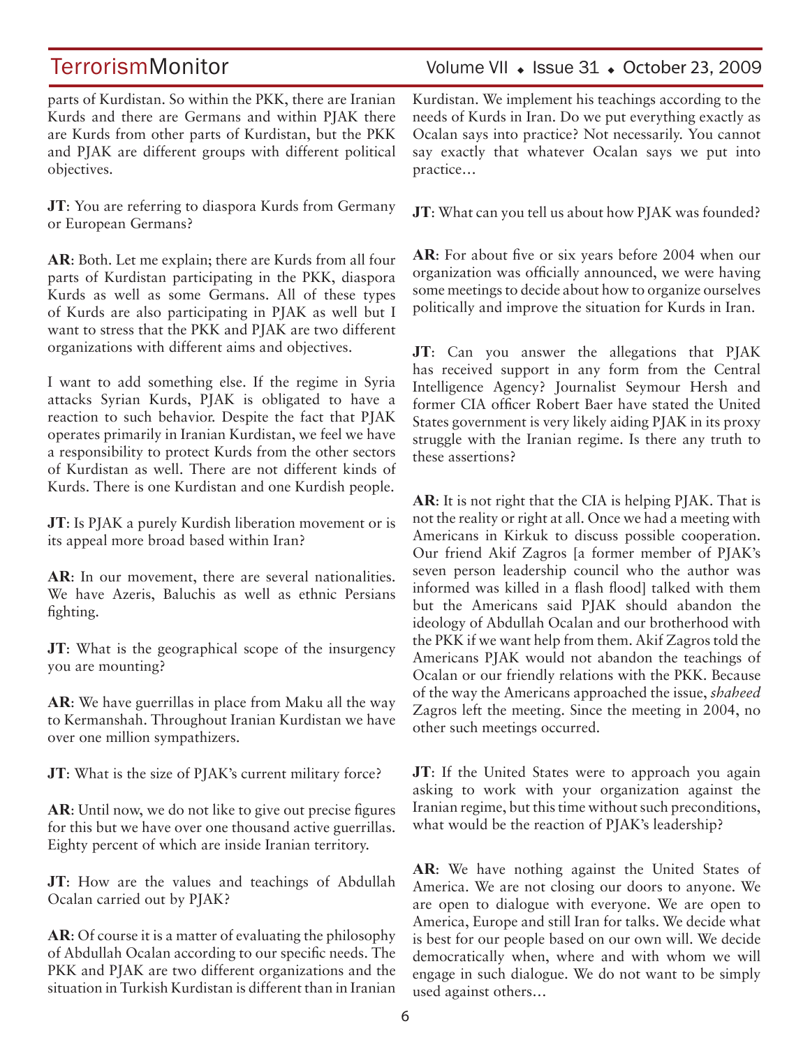parts of Kurdistan. So within the PKK, there are Iranian Kurds and there are Germans and within PJAK there are Kurds from other parts of Kurdistan, but the PKK and PJAK are different groups with different political objectives.

**JT**: You are referring to diaspora Kurds from Germany or European Germans?

**AR**: Both. Let me explain; there are Kurds from all four parts of Kurdistan participating in the PKK, diaspora Kurds as well as some Germans. All of these types of Kurds are also participating in PJAK as well but I want to stress that the PKK and PJAK are two different organizations with different aims and objectives.

I want to add something else. If the regime in Syria attacks Syrian Kurds, PJAK is obligated to have a reaction to such behavior. Despite the fact that PJAK operates primarily in Iranian Kurdistan, we feel we have a responsibility to protect Kurds from the other sectors of Kurdistan as well. There are not different kinds of Kurds. There is one Kurdistan and one Kurdish people.

**JT**: Is PJAK a purely Kurdish liberation movement or is its appeal more broad based within Iran?

**AR**: In our movement, there are several nationalities. We have Azeris, Baluchis as well as ethnic Persians fighting.

**JT**: What is the geographical scope of the insurgency you are mounting?

**AR**: We have guerrillas in place from Maku all the way to Kermanshah. Throughout Iranian Kurdistan we have over one million sympathizers.

**JT**: What is the size of PJAK's current military force?

**AR**: Until now, we do not like to give out precise figures for this but we have over one thousand active guerrillas. Eighty percent of which are inside Iranian territory.

**JT**: How are the values and teachings of Abdullah Ocalan carried out by PJAK?

**AR**: Of course it is a matter of evaluating the philosophy of Abdullah Ocalan according to our specific needs. The PKK and PJAK are two different organizations and the situation in Turkish Kurdistan is different than in Iranian Kurdistan. We implement his teachings according to the needs of Kurds in Iran. Do we put everything exactly as Ocalan says into practice? Not necessarily. You cannot say exactly that whatever Ocalan says we put into practice…

**JT**: What can you tell us about how PJAK was founded?

**AR**: For about five or six years before 2004 when our organization was officially announced, we were having some meetings to decide about how to organize ourselves politically and improve the situation for Kurds in Iran.

**JT**: Can you answer the allegations that PJAK has received support in any form from the Central Intelligence Agency? Journalist Seymour Hersh and former CIA officer Robert Baer have stated the United States government is very likely aiding PJAK in its proxy struggle with the Iranian regime. Is there any truth to these assertions?

**AR**: It is not right that the CIA is helping PJAK. That is not the reality or right at all. Once we had a meeting with Americans in Kirkuk to discuss possible cooperation. Our friend Akif Zagros [a former member of PJAK's seven person leadership council who the author was informed was killed in a flash flood] talked with them but the Americans said PJAK should abandon the ideology of Abdullah Ocalan and our brotherhood with the PKK if we want help from them. Akif Zagros told the Americans PJAK would not abandon the teachings of Ocalan or our friendly relations with the PKK. Because of the way the Americans approached the issue, *shaheed* Zagros left the meeting. Since the meeting in 2004, no other such meetings occurred.

**JT**: If the United States were to approach you again asking to work with your organization against the Iranian regime, but this time without such preconditions, what would be the reaction of PJAK's leadership?

**AR**: We have nothing against the United States of America. We are not closing our doors to anyone. We are open to dialogue with everyone. We are open to America, Europe and still Iran for talks. We decide what is best for our people based on our own will. We decide democratically when, where and with whom we will engage in such dialogue. We do not want to be simply used against others…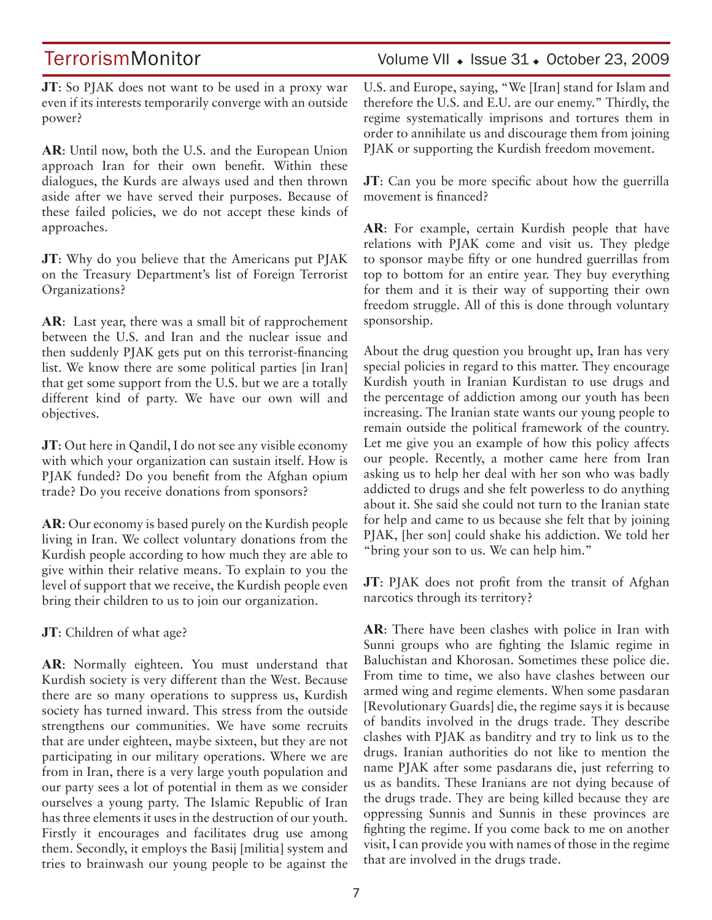**JT**: So PJAK does not want to be used in a proxy war even if its interests temporarily converge with an outside power?

**AR**: Until now, both the U.S. and the European Union approach Iran for their own benefit. Within these dialogues, the Kurds are always used and then thrown aside after we have served their purposes. Because of these failed policies, we do not accept these kinds of approaches.

**JT**: Why do you believe that the Americans put PJAK on the Treasury Department's list of Foreign Terrorist Organizations?

**AR**: Last year, there was a small bit of rapprochement between the U.S. and Iran and the nuclear issue and then suddenly PJAK gets put on this terrorist-financing list. We know there are some political parties [in Iran] that get some support from the U.S. but we are a totally different kind of party. We have our own will and objectives.

**JT**: Out here in Qandil, I do not see any visible economy with which your organization can sustain itself. How is PJAK funded? Do you benefit from the Afghan opium trade? Do you receive donations from sponsors?

**AR**: Our economy is based purely on the Kurdish people living in Iran. We collect voluntary donations from the Kurdish people according to how much they are able to give within their relative means. To explain to you the level of support that we receive, the Kurdish people even bring their children to us to join our organization.

**JT**: Children of what age?

**AR**: Normally eighteen. You must understand that Kurdish society is very different than the West. Because there are so many operations to suppress us, Kurdish society has turned inward. This stress from the outside strengthens our communities. We have some recruits that are under eighteen, maybe sixteen, but they are not participating in our military operations. Where we are from in Iran, there is a very large youth population and our party sees a lot of potential in them as we consider ourselves a young party. The Islamic Republic of Iran has three elements it uses in the destruction of our youth. Firstly it encourages and facilitates drug use among them. Secondly, it employs the Basij [militia] system and tries to brainwash our young people to be against the U.S. and Europe, saying, "We [Iran] stand for Islam and therefore the U.S. and E.U. are our enemy." Thirdly, the regime systematically imprisons and tortures them in order to annihilate us and discourage them from joining PJAK or supporting the Kurdish freedom movement.

**JT**: Can you be more specific about how the guerrilla movement is financed?

**AR**: For example, certain Kurdish people that have relations with PJAK come and visit us. They pledge to sponsor maybe fifty or one hundred guerrillas from top to bottom for an entire year. They buy everything for them and it is their way of supporting their own freedom struggle. All of this is done through voluntary sponsorship.

About the drug question you brought up, Iran has very special policies in regard to this matter. They encourage Kurdish youth in Iranian Kurdistan to use drugs and the percentage of addiction among our youth has been increasing. The Iranian state wants our young people to remain outside the political framework of the country. Let me give you an example of how this policy affects our people. Recently, a mother came here from Iran asking us to help her deal with her son who was badly addicted to drugs and she felt powerless to do anything about it. She said she could not turn to the Iranian state for help and came to us because she felt that by joining PJAK, [her son] could shake his addiction. We told her "bring your son to us. We can help him."

**JT**: PJAK does not profit from the transit of Afghan narcotics through its territory?

**AR**: There have been clashes with police in Iran with Sunni groups who are fighting the Islamic regime in Baluchistan and Khorosan. Sometimes these police die. From time to time, we also have clashes between our armed wing and regime elements. When some pasdaran [Revolutionary Guards] die, the regime says it is because of bandits involved in the drugs trade. They describe clashes with PJAK as banditry and try to link us to the drugs. Iranian authorities do not like to mention the name PJAK after some pasdarans die, just referring to us as bandits. These Iranians are not dying because of the drugs trade. They are being killed because they are oppressing Sunnis and Sunnis in these provinces are fighting the regime. If you come back to me on another visit, I can provide you with names of those in the regime that are involved in the drugs trade.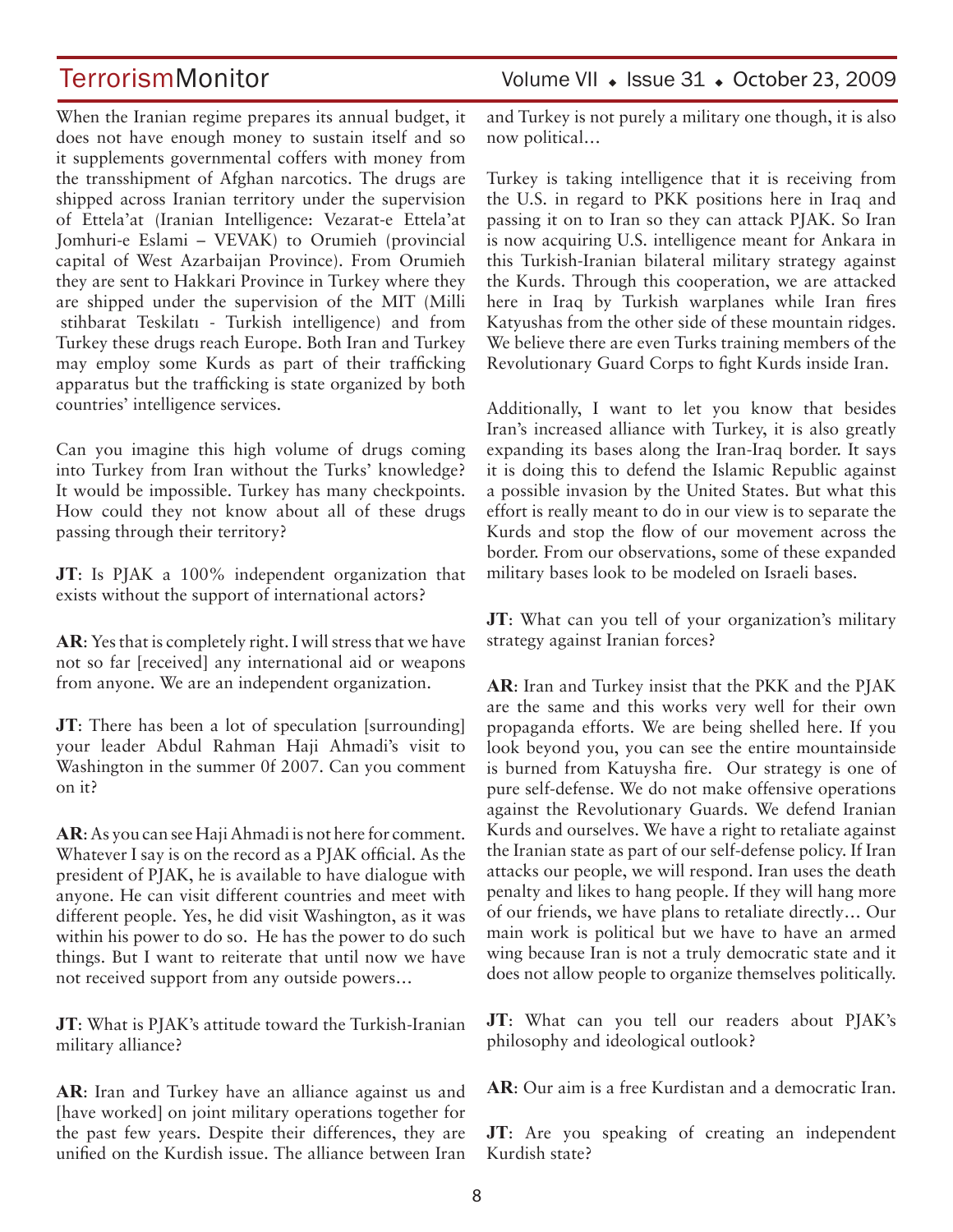When the Iranian regime prepares its annual budget, it does not have enough money to sustain itself and so it supplements governmental coffers with money from the transshipment of Afghan narcotics. The drugs are shipped across Iranian territory under the supervision of Ettela'at (Iranian Intelligence: Vezarat-e Ettela'at Jomhuri-e Eslami – VEVAK) to Orumieh (provincial capital of West Azarbaijan Province). From Orumieh they are sent to Hakkari Province in Turkey where they are shipped under the supervision of the MIT (Milli stihbarat Teskilatı - Turkish intelligence) and from Turkey these drugs reach Europe. Both Iran and Turkey may employ some Kurds as part of their trafficking apparatus but the trafficking is state organized by both countries' intelligence services.

Can you imagine this high volume of drugs coming into Turkey from Iran without the Turks' knowledge? It would be impossible. Turkey has many checkpoints. How could they not know about all of these drugs passing through their territory?

**JT**: Is PJAK a 100% independent organization that exists without the support of international actors?

**AR**: Yes that is completely right. I will stress that we have not so far [received] any international aid or weapons from anyone. We are an independent organization.

**JT**: There has been a lot of speculation [surrounding] your leader Abdul Rahman Haji Ahmadi's visit to Washington in the summer 0f 2007. Can you comment on it?

**AR**: As you can see Haji Ahmadi is not here for comment. Whatever I say is on the record as a PJAK official. As the president of PJAK, he is available to have dialogue with anyone. He can visit different countries and meet with different people. Yes, he did visit Washington, as it was within his power to do so. He has the power to do such things. But I want to reiterate that until now we have not received support from any outside powers…

**JT**: What is PJAK's attitude toward the Turkish-Iranian military alliance?

**AR**: Iran and Turkey have an alliance against us and [have worked] on joint military operations together for the past few years. Despite their differences, they are unified on the Kurdish issue. The alliance between Iran and Turkey is not purely a military one though, it is also now political…

Turkey is taking intelligence that it is receiving from the U.S. in regard to PKK positions here in Iraq and passing it on to Iran so they can attack PJAK. So Iran is now acquiring U.S. intelligence meant for Ankara in this Turkish-Iranian bilateral military strategy against the Kurds. Through this cooperation, we are attacked here in Iraq by Turkish warplanes while Iran fires Katyushas from the other side of these mountain ridges. We believe there are even Turks training members of the Revolutionary Guard Corps to fight Kurds inside Iran.

Additionally, I want to let you know that besides Iran's increased alliance with Turkey, it is also greatly expanding its bases along the Iran-Iraq border. It says it is doing this to defend the Islamic Republic against a possible invasion by the United States. But what this effort is really meant to do in our view is to separate the Kurds and stop the flow of our movement across the border. From our observations, some of these expanded military bases look to be modeled on Israeli bases.

**JT**: What can you tell of your organization's military strategy against Iranian forces?

**AR**: Iran and Turkey insist that the PKK and the PJAK are the same and this works very well for their own propaganda efforts. We are being shelled here. If you look beyond you, you can see the entire mountainside is burned from Katuysha fire. Our strategy is one of pure self-defense. We do not make offensive operations against the Revolutionary Guards. We defend Iranian Kurds and ourselves. We have a right to retaliate against the Iranian state as part of our self-defense policy. If Iran attacks our people, we will respond. Iran uses the death penalty and likes to hang people. If they will hang more of our friends, we have plans to retaliate directly… Our main work is political but we have to have an armed wing because Iran is not a truly democratic state and it does not allow people to organize themselves politically.

**JT**: What can you tell our readers about PJAK's philosophy and ideological outlook?

**AR**: Our aim is a free Kurdistan and a democratic Iran.

**JT**: Are you speaking of creating an independent Kurdish state?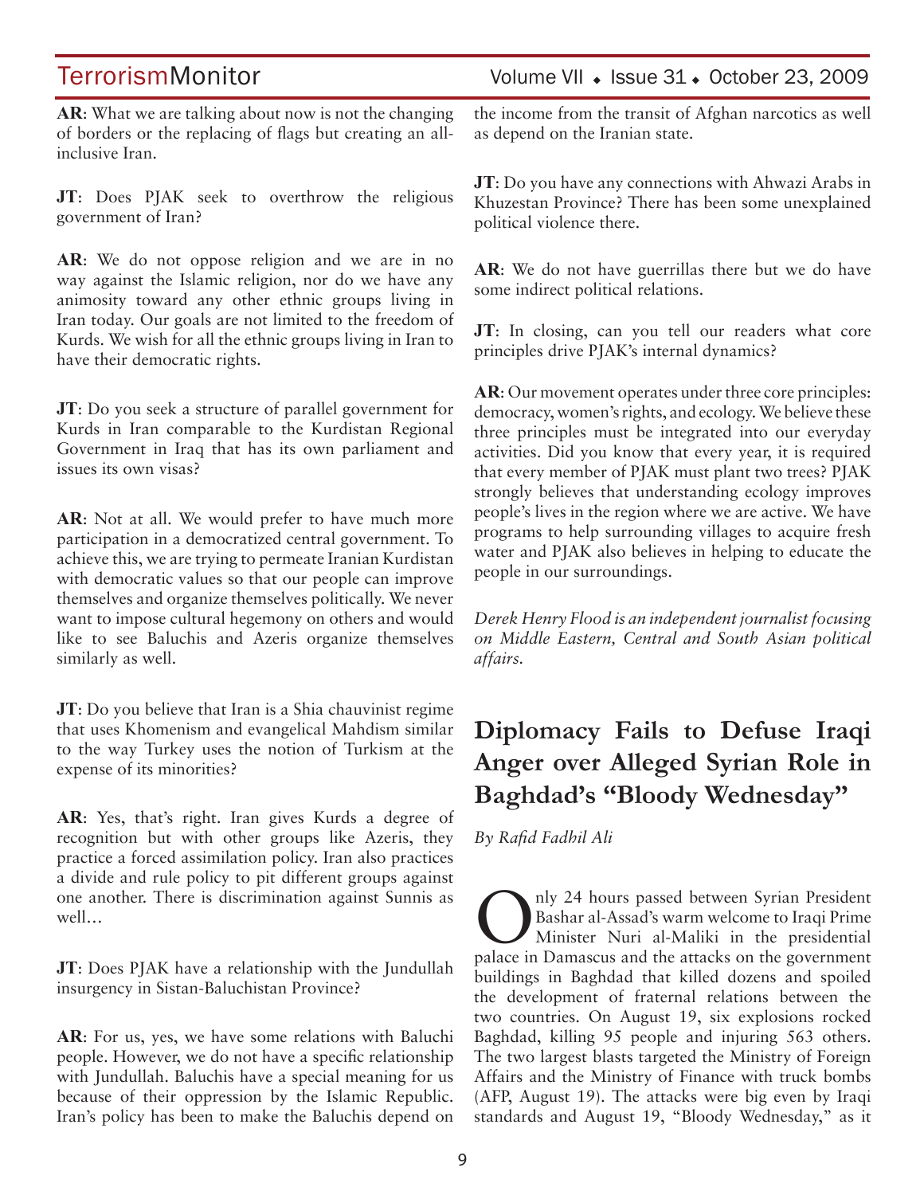**AR**: What we are talking about now is not the changing of borders or the replacing of flags but creating an all-inclusive Iran.

**JT**: Does PJAK seek to overthrow the religious government of Iran?

**AR**: We do not oppose religion and we are in no way against the Islamic religion, nor do we have any animosity toward any other ethnic groups living in Iran today. Our goals are not limited to the freedom of Kurds. We wish for all the ethnic groups living in Iran to have their democratic rights.

**JT**: Do you seek a structure of parallel government for Kurds in Iran comparable to the Kurdistan Regional Government in Iraq that has its own parliament and issues its own visas?

**AR**: Not at all. We would prefer to have much more participation in a democratized central government. To achieve this, we are trying to permeate Iranian Kurdistan with democratic values so that our people can improve themselves and organize themselves politically. We never want to impose cultural hegemony on others and would like to see Baluchis and Azeris organize themselves similarly as well.

**JT**: Do you believe that Iran is a Shia chauvinist regime that uses Khomenism and evangelical Mahdism similar to the way Turkey uses the notion of Turkism at the expense of its minorities?

**AR**: Yes, that's right. Iran gives Kurds a degree of recognition but with other groups like Azeris, they practice a forced assimilation policy. Iran also practices a divide and rule policy to pit different groups against one another. There is discrimination against Sunnis as well…

**JT**: Does PJAK have a relationship with the Jundullah insurgency in Sistan-Baluchistan Province?

**AR**: For us, yes, we have some relations with Baluchi people. However, we do not have a specific relationship with Jundullah. Baluchis have a special meaning for us because of their oppression by the Islamic Republic. Iran's policy has been to make the Baluchis depend on the income from the transit of Afghan narcotics as well as depend on the Iranian state.

**JT**: Do you have any connections with Ahwazi Arabs in Khuzestan Province? There has been some unexplained political violence there.

**AR**: We do not have guerrillas there but we do have some indirect political relations.

**JT**: In closing, can you tell our readers what core principles drive PJAK's internal dynamics?

**AR**: Our movement operates under three core principles: democracy, women's rights, and ecology. We believe these three principles must be integrated into our everyday activities. Did you know that every year, it is required that every member of PJAK must plant two trees? PJAK strongly believes that understanding ecology improves people's lives in the region where we are active. We have programs to help surrounding villages to acquire fresh water and PJAK also believes in helping to educate the people in our surroundings.

*Derek Henry Flood is an independent journalist focusing on Middle Eastern, Central and South Asian political affairs.*

# Diplomacy Fails to Defuse Iraqi Anger over Alleged Syrian Role in Baghdad's "Bloody Wednesday"

*By Rafid Fadhil Ali*

Only 24 hours passed between Syrian President Bashar al-Assad's warm welcome to Iraqi Prime Minister Nuri al-Maliki in the presidential palace in Damascus and the attacks on the government buildings in Baghdad that killed dozens and spoiled the development of fraternal relations between the two countries. On August 19, six explosions rocked Baghdad, killing 95 people and injuring 563 others. The two largest blasts targeted the Ministry of Foreign Affairs and the Ministry of Finance with truck bombs (AFP, August 19). The attacks were big even by Iraqi standards and August 19, "Bloody Wednesday," as it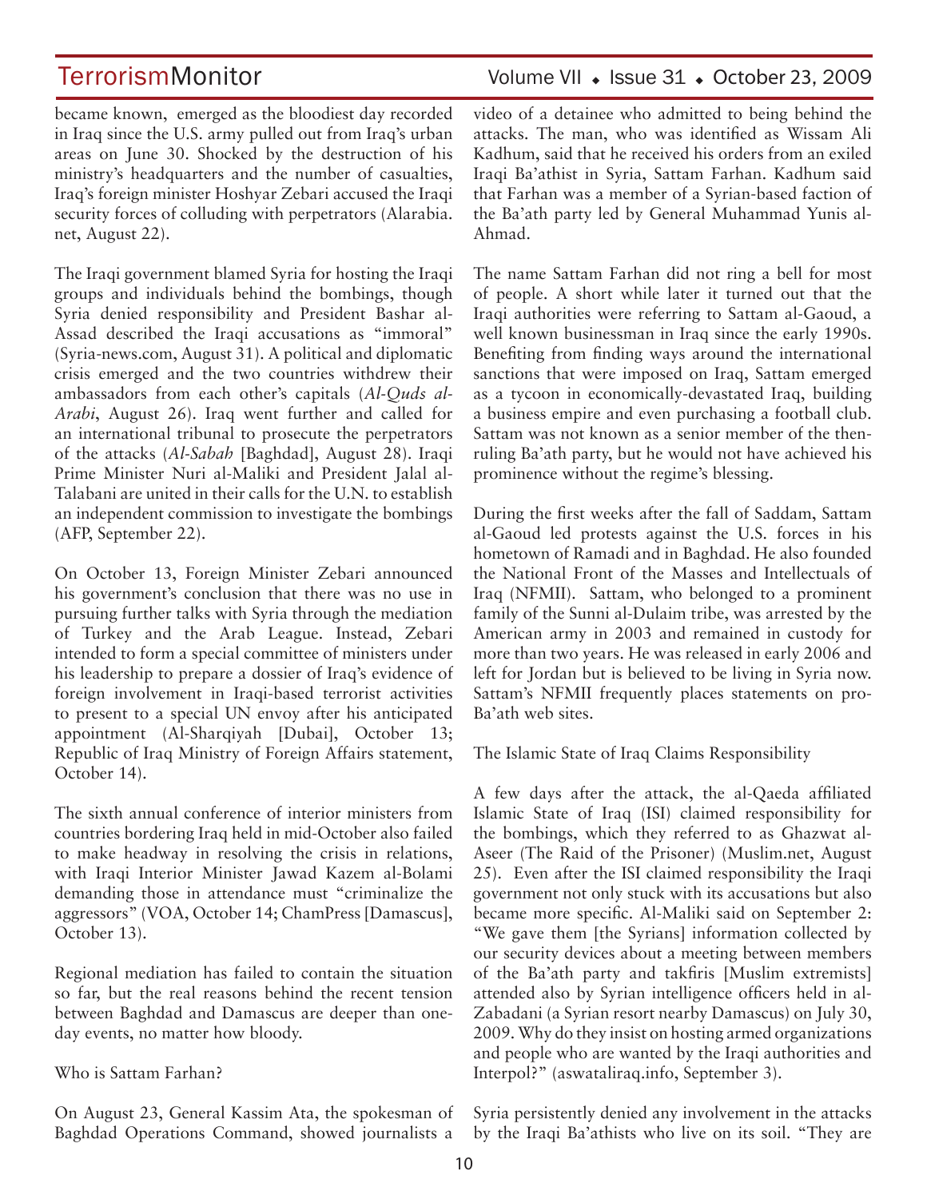became known, emerged as the bloodiest day recorded in Iraq since the U.S. army pulled out from Iraq's urban areas on June 30. Shocked by the destruction of his ministry's headquarters and the number of casualties, Iraq's foreign minister Hoshyar Zebari accused the Iraqi security forces of colluding with perpetrators (Alarabia.net, August 22).

The Iraqi government blamed Syria for hosting the Iraqi groups and individuals behind the bombings, though Syria denied responsibility and President Bashar al-Assad described the Iraqi accusations as "immoral" (Syria-news.com, August 31). A political and diplomatic crisis emerged and the two countries withdrew their ambassadors from each other's capitals (*Al-Quds al-Arabi*, August 26). Iraq went further and called for an international tribunal to prosecute the perpetrators of the attacks (*Al-Sabah* [Baghdad], August 28). Iraqi Prime Minister Nuri al-Maliki and President Jalal al-Talabani are united in their calls for the U.N. to establish an independent commission to investigate the bombings (AFP, September 22).

On October 13, Foreign Minister Zebari announced his government's conclusion that there was no use in pursuing further talks with Syria through the mediation of Turkey and the Arab League. Instead, Zebari intended to form a special committee of ministers under his leadership to prepare a dossier of Iraq's evidence of foreign involvement in Iraqi-based terrorist activities to present to a special UN envoy after his anticipated appointment (Al-Sharqiyah [Dubai], October 13; Republic of Iraq Ministry of Foreign Affairs statement, October 14).

The sixth annual conference of interior ministers from countries bordering Iraq held in mid-October also failed to make headway in resolving the crisis in relations, with Iraqi Interior Minister Jawad Kazem al-Bolami demanding those in attendance must "criminalize the aggressors" (VOA, October 14; ChamPress [Damascus], October 13).

Regional mediation has failed to contain the situation so far, but the real reasons behind the recent tension between Baghdad and Damascus are deeper than one-day events, no matter how bloody.

Who is Sattam Farhan?

On August 23, General Kassim Ata, the spokesman of Baghdad Operations Command, showed journalists a video of a detainee who admitted to being behind the attacks. The man, who was identified as Wissam Ali Kadhum, said that he received his orders from an exiled Iraqi Ba'athist in Syria, Sattam Farhan. Kadhum said that Farhan was a member of a Syrian-based faction of the Ba'ath party led by General Muhammad Yunis al-Ahmad.

The name Sattam Farhan did not ring a bell for most of people. A short while later it turned out that the Iraqi authorities were referring to Sattam al-Gaoud, a well known businessman in Iraq since the early 1990s. Benefiting from finding ways around the international sanctions that were imposed on Iraq, Sattam emerged as a tycoon in economically-devastated Iraq, building a business empire and even purchasing a football club. Sattam was not known as a senior member of the then-ruling Ba'ath party, but he would not have achieved his prominence without the regime's blessing.

During the first weeks after the fall of Saddam, Sattam al-Gaoud led protests against the U.S. forces in his hometown of Ramadi and in Baghdad. He also founded the National Front of the Masses and Intellectuals of Iraq (NFMII). Sattam, who belonged to a prominent family of the Sunni al-Dulaim tribe, was arrested by the American army in 2003 and remained in custody for more than two years. He was released in early 2006 and left for Jordan but is believed to be living in Syria now. Sattam's NFMII frequently places statements on pro-Ba'ath web sites.

The Islamic State of Iraq Claims Responsibility

A few days after the attack, the al-Qaeda affiliated Islamic State of Iraq (ISI) claimed responsibility for the bombings, which they referred to as Ghazwat al-Aseer (The Raid of the Prisoner) (Muslim.net, August 25). Even after the ISI claimed responsibility the Iraqi government not only stuck with its accusations but also became more specific. Al-Maliki said on September 2: "We gave them [the Syrians] information collected by our security devices about a meeting between members of the Ba'ath party and takfiris [Muslim extremists] attended also by Syrian intelligence officers held in al-Zabadani (a Syrian resort nearby Damascus) on July 30, 2009. Why do they insist on hosting armed organizations and people who are wanted by the Iraqi authorities and Interpol?" (aswataliraq.info, September 3).

Syria persistently denied any involvement in the attacks by the Iraqi Ba'athists who live on its soil. "They are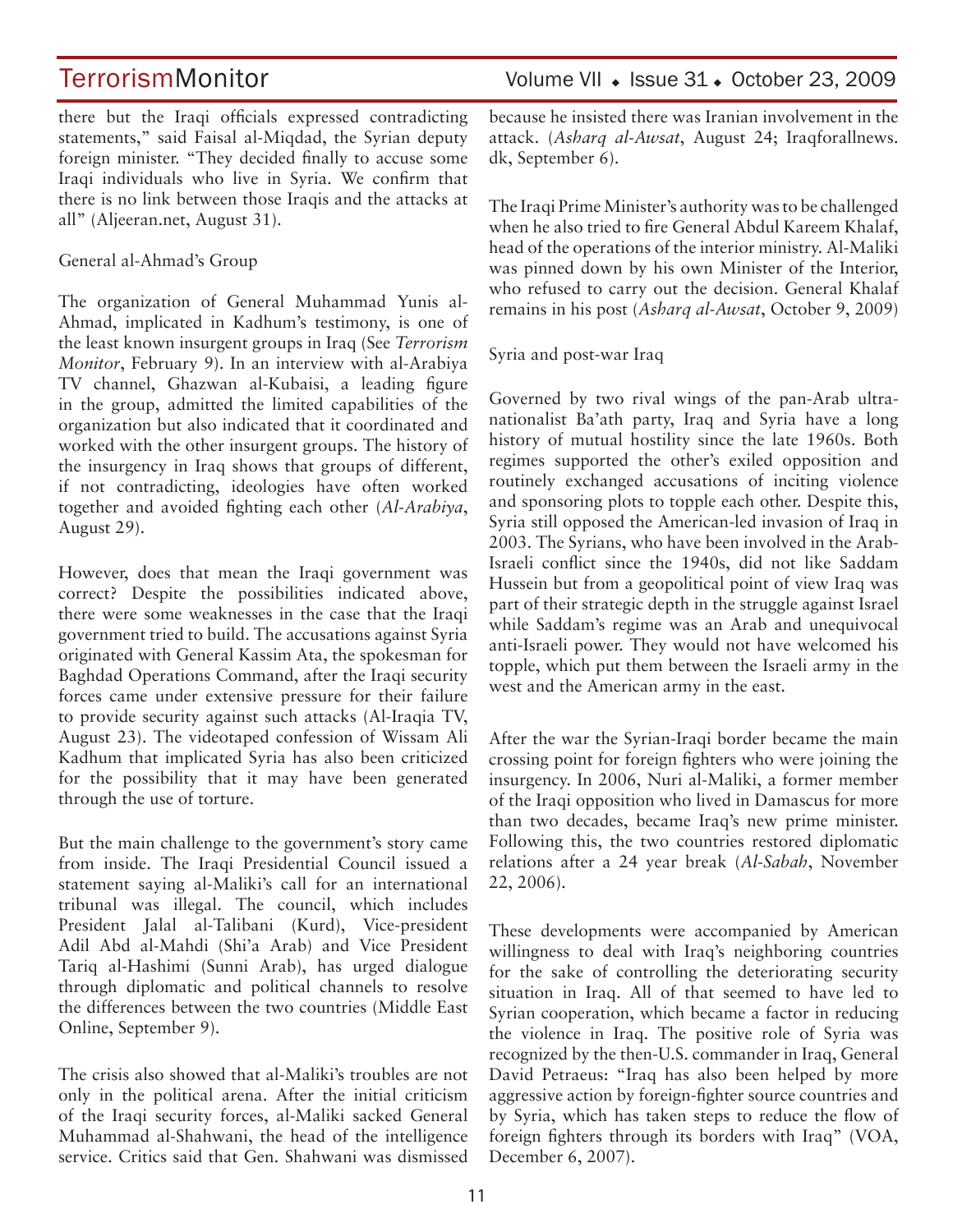there but the Iraqi officials expressed contradicting statements," said Faisal al-Miqdad, the Syrian deputy foreign minister. "They decided finally to accuse some Iraqi individuals who live in Syria. We confirm that there is no link between those Iraqis and the attacks at all" (Aljeeran.net, August 31).

General al-Ahmad's Group

The organization of General Muhammad Yunis al-Ahmad, implicated in Kadhum's testimony, is one of the least known insurgent groups in Iraq (See *Terrorism Monitor*, February 9). In an interview with al-Arabiya TV channel, Ghazwan al-Kubaisi, a leading figure in the group, admitted the limited capabilities of the organization but also indicated that it coordinated and worked with the other insurgent groups. The history of the insurgency in Iraq shows that groups of different, if not contradicting, ideologies have often worked together and avoided fighting each other (*Al-Arabiya*, August 29).

However, does that mean the Iraqi government was correct? Despite the possibilities indicated above, there were some weaknesses in the case that the Iraqi government tried to build. The accusations against Syria originated with General Kassim Ata, the spokesman for Baghdad Operations Command, after the Iraqi security forces came under extensive pressure for their failure to provide security against such attacks (Al-Iraqia TV, August 23). The videotaped confession of Wissam Ali Kadhum that implicated Syria has also been criticized for the possibility that it may have been generated through the use of torture.

But the main challenge to the government's story came from inside. The Iraqi Presidential Council issued a statement saying al-Maliki's call for an international tribunal was illegal. The council, which includes President Jalal al-Talibani (Kurd), Vice-president Adil Abd al-Mahdi (Shi'a Arab) and Vice President Tariq al-Hashimi (Sunni Arab), has urged dialogue through diplomatic and political channels to resolve the differences between the two countries (Middle East Online, September 9).

The crisis also showed that al-Maliki's troubles are not only in the political arena. After the initial criticism of the Iraqi security forces, al-Maliki sacked General Muhammad al-Shahwani, the head of the intelligence service. Critics said that Gen. Shahwani was dismissed because he insisted there was Iranian involvement in the attack. (*Asharq al-Awsat*, August 24; Iraqforallnews.dk, September 6).

The Iraqi Prime Minister's authority was to be challenged when he also tried to fire General Abdul Kareem Khalaf, head of the operations of the interior ministry. Al-Maliki was pinned down by his own Minister of the Interior, who refused to carry out the decision. General Khalaf remains in his post (*Asharq al-Awsat*, October 9, 2009)

Syria and post-war Iraq

Governed by two rival wings of the pan-Arab ultra-nationalist Ba'ath party, Iraq and Syria have a long history of mutual hostility since the late 1960s. Both regimes supported the other's exiled opposition and routinely exchanged accusations of inciting violence and sponsoring plots to topple each other. Despite this, Syria still opposed the American-led invasion of Iraq in 2003. The Syrians, who have been involved in the Arab-Israeli conflict since the 1940s, did not like Saddam Hussein but from a geopolitical point of view Iraq was part of their strategic depth in the struggle against Israel while Saddam's regime was an Arab and unequivocal anti-Israeli power. They would not have welcomed his topple, which put them between the Israeli army in the west and the American army in the east.

After the war the Syrian-Iraqi border became the main crossing point for foreign fighters who were joining the insurgency. In 2006, Nuri al-Maliki, a former member of the Iraqi opposition who lived in Damascus for more than two decades, became Iraq's new prime minister. Following this, the two countries restored diplomatic relations after a 24 year break (*Al-Sabah*, November 22, 2006).

These developments were accompanied by American willingness to deal with Iraq's neighboring countries for the sake of controlling the deteriorating security situation in Iraq. All of that seemed to have led to Syrian cooperation, which became a factor in reducing the violence in Iraq. The positive role of Syria was recognized by the then-U.S. commander in Iraq, General David Petraeus: "Iraq has also been helped by more aggressive action by foreign-fighter source countries and by Syria, which has taken steps to reduce the flow of foreign fighters through its borders with Iraq" (VOA, December 6, 2007).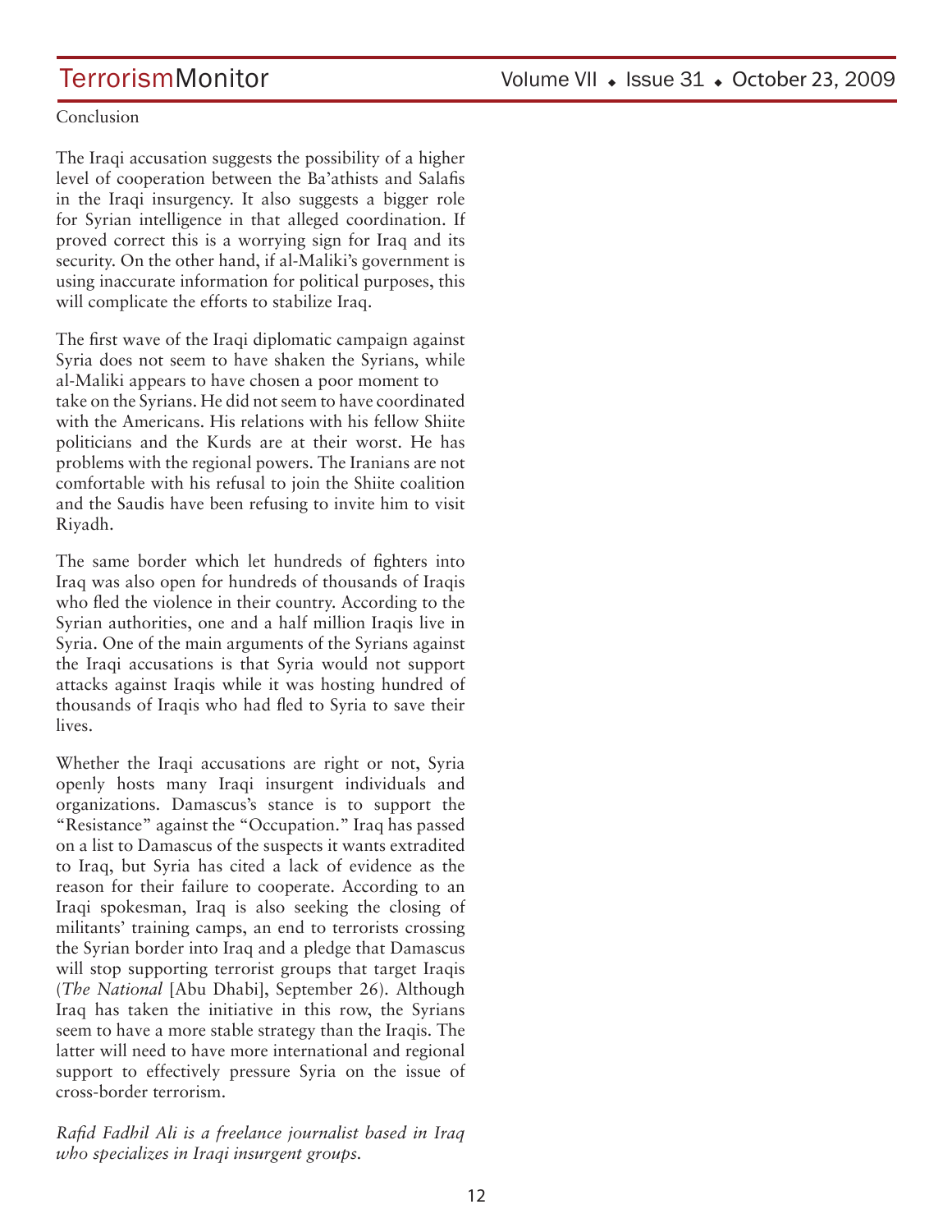## Conclusion

The Iraqi accusation suggests the possibility of a higher level of cooperation between the Ba'athists and Salafis in the Iraqi insurgency. It also suggests a bigger role for Syrian intelligence in that alleged coordination. If proved correct this is a worrying sign for Iraq and its security. On the other hand, if al-Maliki's government is using inaccurate information for political purposes, this will complicate the efforts to stabilize Iraq.

The first wave of the Iraqi diplomatic campaign against Syria does not seem to have shaken the Syrians, while al-Maliki appears to have chosen a poor moment to take on the Syrians. He did not seem to have coordinated with the Americans. His relations with his fellow Shiite politicians and the Kurds are at their worst. He has problems with the regional powers. The Iranians are not comfortable with his refusal to join the Shiite coalition and the Saudis have been refusing to invite him to visit Riyadh.

The same border which let hundreds of fighters into Iraq was also open for hundreds of thousands of Iraqis who fled the violence in their country. According to the Syrian authorities, one and a half million Iraqis live in Syria. One of the main arguments of the Syrians against the Iraqi accusations is that Syria would not support attacks against Iraqis while it was hosting hundred of thousands of Iraqis who had fled to Syria to save their lives.

Whether the Iraqi accusations are right or not, Syria openly hosts many Iraqi insurgent individuals and organizations. Damascus's stance is to support the "Resistance" against the "Occupation." Iraq has passed on a list to Damascus of the suspects it wants extradited to Iraq, but Syria has cited a lack of evidence as the reason for their failure to cooperate. According to an Iraqi spokesman, Iraq is also seeking the closing of militants' training camps, an end to terrorists crossing the Syrian border into Iraq and a pledge that Damascus will stop supporting terrorist groups that target Iraqis (*The National* [Abu Dhabi], September 26). Although Iraq has taken the initiative in this row, the Syrians seem to have a more stable strategy than the Iraqis. The latter will need to have more international and regional support to effectively pressure Syria on the issue of cross-border terrorism.

*Rafid Fadhil Ali is a freelance journalist based in Iraq who specializes in Iraqi insurgent groups.*